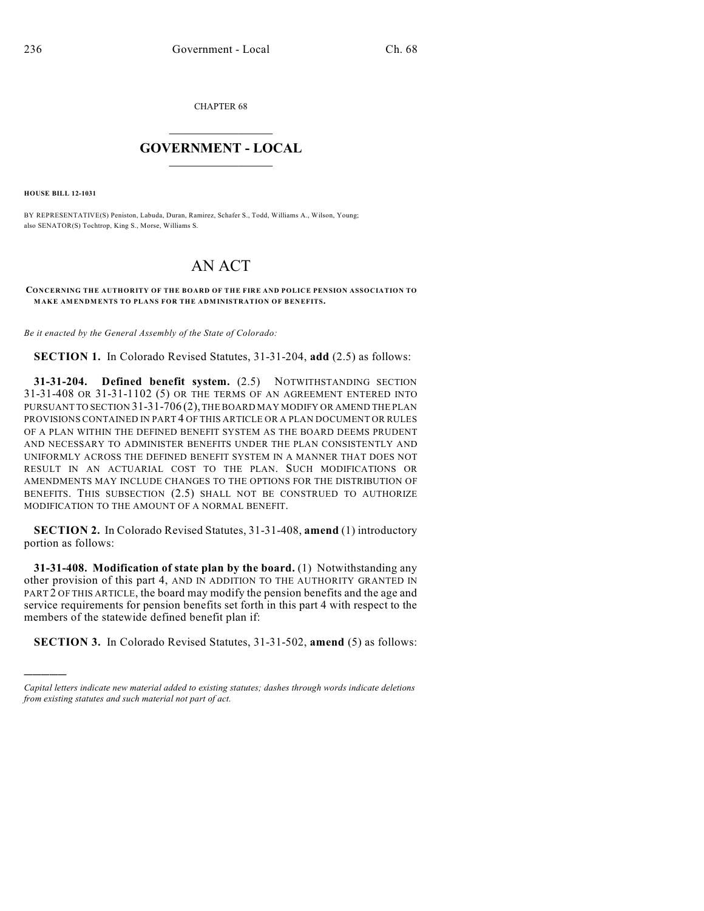CHAPTER 68

# GOVERNMENT - LOCAL

**HOUSE BILL 12-1031**

BY REPRESENTATIVE(S) Peniston, Labuda, Duran, Ramirez, Schafer S., Todd, Williams A., Wilson, Young; also SENATOR(S) Tochtrop, King S., Morse, Williams S.

# AN ACT

**CONCERNING THE AUTHORITY OF THE BOARD OF THE FIRE AND POLICE PENSION ASSOCIATION TO MAKE AMENDMENTS TO PLANS FOR THE ADMINISTRATION OF BENEFITS.**

*Be it enacted by the General Assembly of the State of Colorado:*

**SECTION 1.** In Colorado Revised Statutes, 31-31-204, **add** (2.5) as follows:

**31-31-204. Defined benefit system.** (2.5) NOTWITHSTANDING SECTION 31-31-408 OR 31-31-1102 (5) OR THE TERMS OF AN AGREEMENT ENTERED INTO PURSUANT TO SECTION 31-31-706 (2), THE BOARD MAY MODIFY OR AMEND THE PLAN PROVISIONS CONTAINED IN PART 4 OF THIS ARTICLE OR A PLAN DOCUMENT OR RULES OF A PLAN WITHIN THE DEFINED BENEFIT SYSTEM AS THE BOARD DEEMS PRUDENT AND NECESSARY TO ADMINISTER BENEFITS UNDER THE PLAN CONSISTENTLY AND UNIFORMLY ACROSS THE DEFINED BENEFIT SYSTEM IN A MANNER THAT DOES NOT RESULT IN AN ACTUARIAL COST TO THE PLAN. SUCH MODIFICATIONS OR AMENDMENTS MAY INCLUDE CHANGES TO THE OPTIONS FOR THE DISTRIBUTION OF BENEFITS. THIS SUBSECTION (2.5) SHALL NOT BE CONSTRUED TO AUTHORIZE MODIFICATION TO THE AMOUNT OF A NORMAL BENEFIT.

**SECTION 2.** In Colorado Revised Statutes, 31-31-408, **amend** (1) introductory portion as follows:

**31-31-408. Modification of state plan by the board.** (1) Notwithstanding any other provision of this part 4, AND IN ADDITION TO THE AUTHORITY GRANTED IN PART 2 OF THIS ARTICLE, the board may modify the pension benefits and the age and service requirements for pension benefits set forth in this part 4 with respect to the members of the statewide defined benefit plan if:

**SECTION 3.** In Colorado Revised Statutes, 31-31-502, **amend** (5) as follows:

---

*Capital letters indicate new material added to existing statutes; dashes through words indicate deletions from existing statutes and such material not part of act.*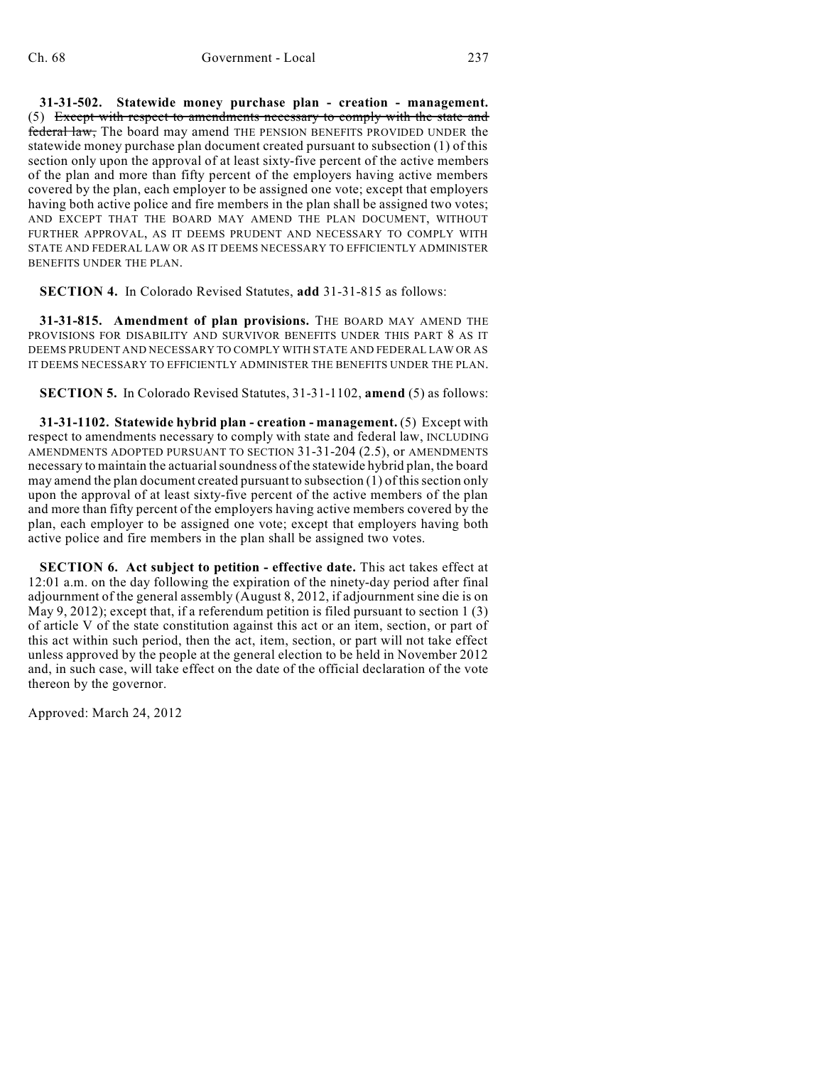**31-31-502. Statewide money purchase plan - creation - management.** (5) ~~Except with respect to amendments necessary to comply with the state and federal law,~~ The board may amend THE PENSION BENEFITS PROVIDED UNDER the statewide money purchase plan document created pursuant to subsection (1) of this section only upon the approval of at least sixty-five percent of the active members of the plan and more than fifty percent of the employers having active members covered by the plan, each employer to be assigned one vote; except that employers having both active police and fire members in the plan shall be assigned two votes; AND EXCEPT THAT THE BOARD MAY AMEND THE PLAN DOCUMENT, WITHOUT FURTHER APPROVAL, AS IT DEEMS PRUDENT AND NECESSARY TO COMPLY WITH STATE AND FEDERAL LAW OR AS IT DEEMS NECESSARY TO EFFICIENTLY ADMINISTER BENEFITS UNDER THE PLAN.

**SECTION 4.** In Colorado Revised Statutes, **add** 31-31-815 as follows:

**31-31-815. Amendment of plan provisions.** THE BOARD MAY AMEND THE PROVISIONS FOR DISABILITY AND SURVIVOR BENEFITS UNDER THIS PART 8 AS IT DEEMS PRUDENT AND NECESSARY TO COMPLY WITH STATE AND FEDERAL LAW OR AS IT DEEMS NECESSARY TO EFFICIENTLY ADMINISTER THE BENEFITS UNDER THE PLAN.

**SECTION 5.** In Colorado Revised Statutes, 31-31-1102, **amend** (5) as follows:

**31-31-1102. Statewide hybrid plan - creation - management.** (5) Except with respect to amendments necessary to comply with state and federal law, INCLUDING AMENDMENTS ADOPTED PURSUANT TO SECTION 31-31-204 (2.5), or AMENDMENTS necessary to maintain the actuarial soundness of the statewide hybrid plan, the board may amend the plan document created pursuant to subsection (1) of this section only upon the approval of at least sixty-five percent of the active members of the plan and more than fifty percent of the employers having active members covered by the plan, each employer to be assigned one vote; except that employers having both active police and fire members in the plan shall be assigned two votes.

**SECTION 6. Act subject to petition - effective date.** This act takes effect at 12:01 a.m. on the day following the expiration of the ninety-day period after final adjournment of the general assembly (August 8, 2012, if adjournment sine die is on May 9, 2012); except that, if a referendum petition is filed pursuant to section 1 (3) of article V of the state constitution against this act or an item, section, or part of this act within such period, then the act, item, section, or part will not take effect unless approved by the people at the general election to be held in November 2012 and, in such case, will take effect on the date of the official declaration of the vote thereon by the governor.

Approved: March 24, 2012